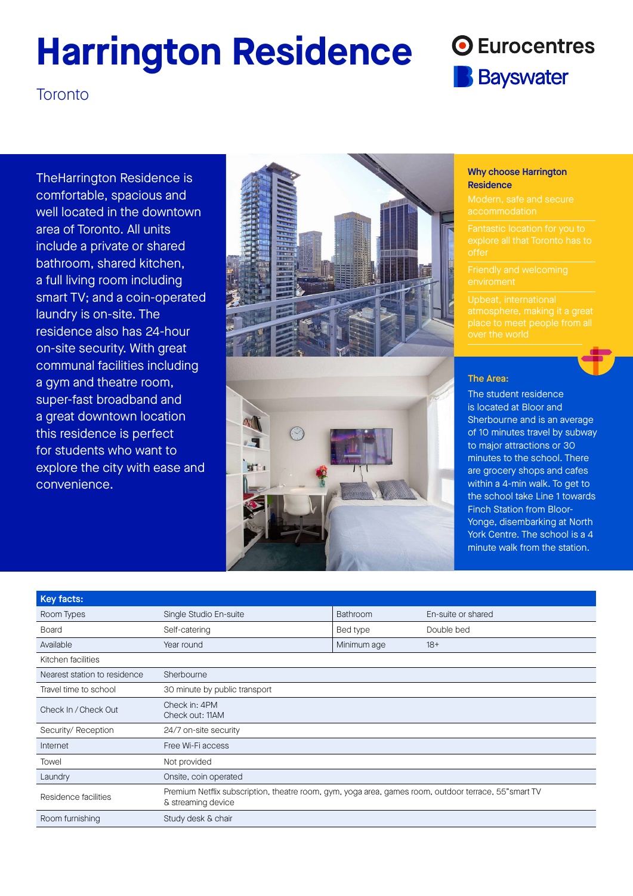# Harrington Residence

Toronto

Eurocentres
Bayswater

TheHarrington Residence is comfortable, spacious and well located in the downtown area of Toronto. All units include a private or shared bathroom, shared kitchen, a full living room including smart TV; and a coin-operated laundry is on-site. The residence also has 24-hour on-site security. With great communal facilities including a gym and theatre room, super-fast broadband and a great downtown location this residence is perfect for students who want to explore the city with ease and convenience.

### Why choose Harrington Residence

- Modern, safe and secure accommodation
- Fantastic location for you to explore all that Toronto has to offer
- Friendly and welcoming enviroment
- Upbeat, international atmosphere, making it a great place to meet people from all over the world

### The Area:

The student residence is located at Bloor and Sherbourne and is an average of 10 minutes travel by subway to major attractions or 30 minutes to the school. There are grocery shops and cafes within a 4-min walk. To get to the school take Line 1 towards Finch Station from Bloor-Yonge, disembarking at North York Centre. The school is a 4 minute walk from the station.

| Key facts: | | | |
|---|---|---|---|
| Room Types | Single Studio En-suite | Bathroom | En-suite or shared |
| Board | Self-catering | Bed type | Double bed |
| Available | Year round | Minimum age | 18+ |
| Kitchen facilities | | | |
| Nearest station to residence | Sherbourne | | |
| Travel time to school | 30 minute by public transport | | |
| Check In / Check Out | Check in: 4PM<br>Check out: 11AM | | |
| Security/ Reception | 24/7 on-site security | | |
| Internet | Free Wi-Fi access | | |
| Towel | Not provided | | |
| Laundry | Onsite, coin operated | | |
| Residence facilities | Premium Netflix subscription, theatre room, gym, yoga area, games room, outdoor terrace, 55"smart TV & streaming device | | |
| Room furnishing | Study desk & chair | | |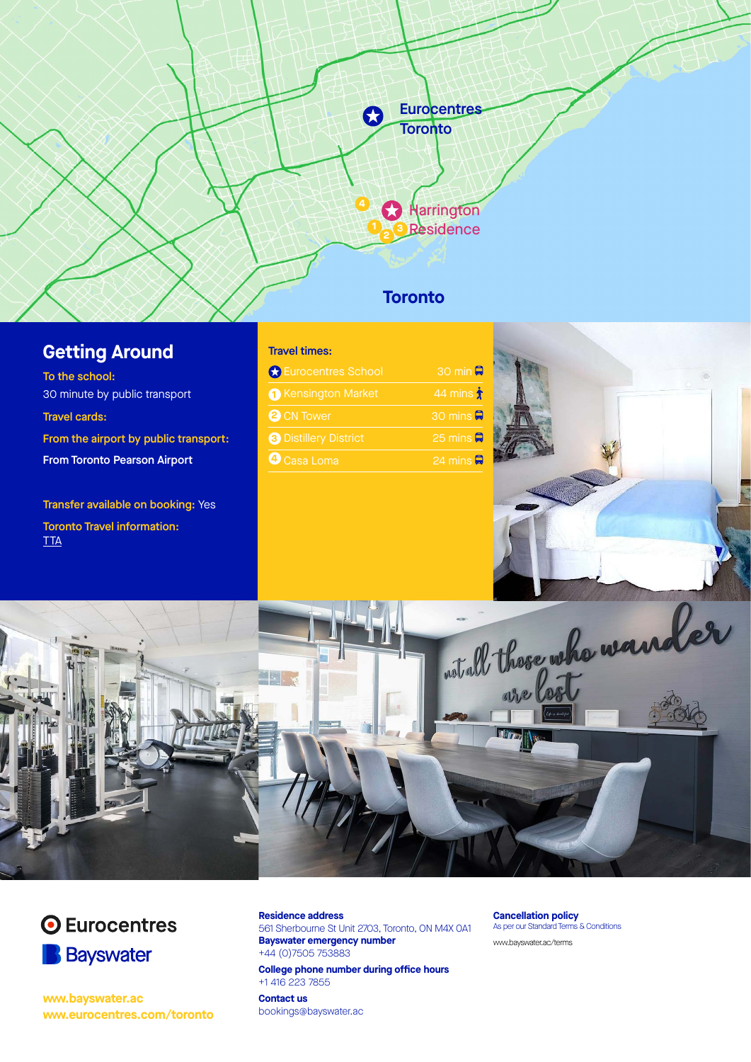Eurocentres Toronto

Harrington Residence

Toronto

## Getting Around

**To the school:**
30 minute by public transport

**Travel cards:**

**From the airport by public transport:**

**From Toronto Pearson Airport**

**Transfer available on booking:** Yes

**Toronto Travel information:**
TTA

**Travel times:**

| | |
|---|---|
| Eurocentres School | 30 min |
| 1 Kensington Market | 44 mins |
| 2 CN Tower | 30 mins |
| 3 Distillery District | 25 mins |
| 4 Casa Loma | 24 mins |

Eurocentres

Bayswater

www.bayswater.ac
www.eurocentres.com/toronto

**Residence address**
561 Sherbourne St Unit 2703, Toronto, ON M4X 0A1

**Bayswater emergency number**
+44 (0)7505 753883

**College phone number during office hours**
+1 416 223 7855

**Contact us**
bookings@bayswater.ac

**Cancellation policy**
As per our Standard Terms & Conditions

www.bayswater.ac/terms